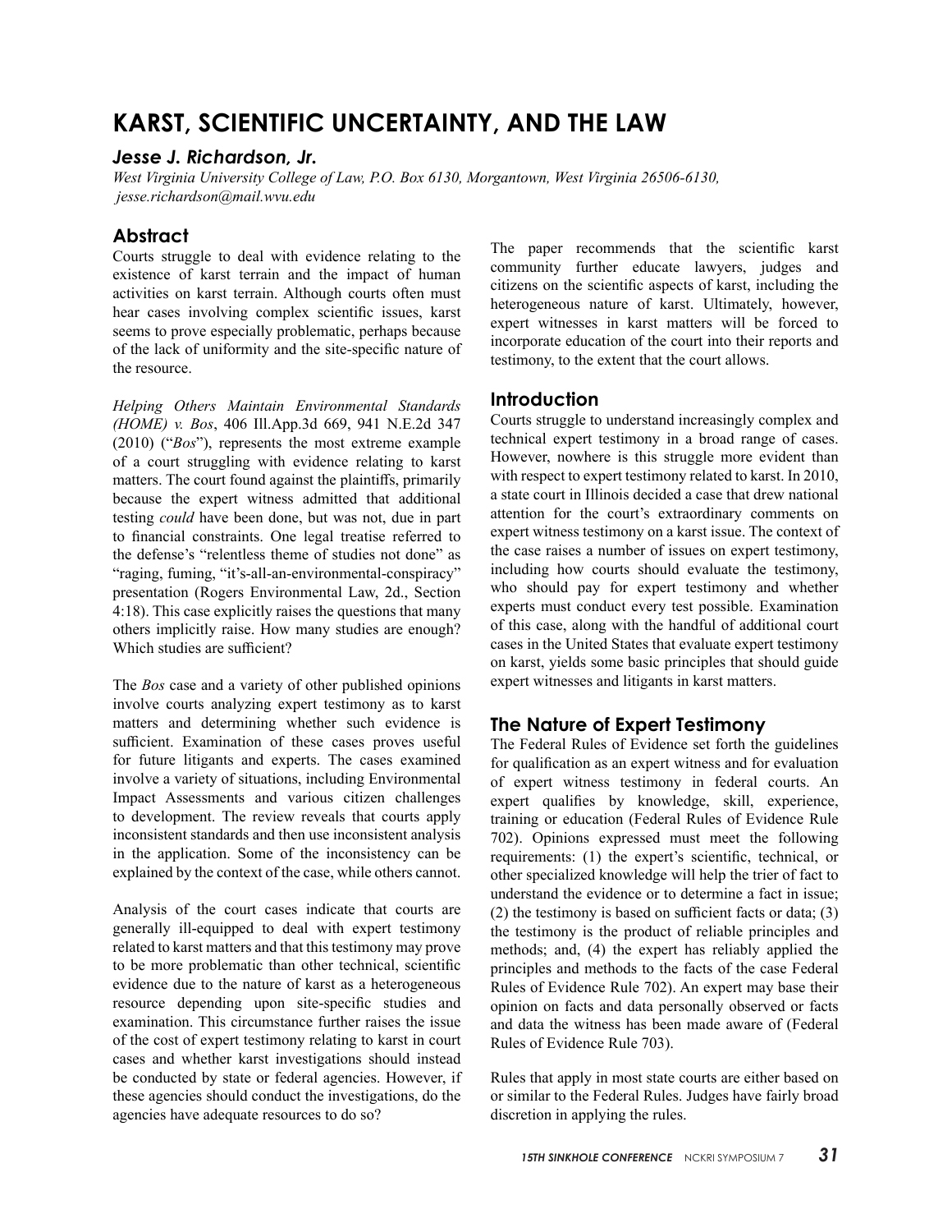# KARST, SCIENTIFIC UNCERTAINTY, AND THE LAW

### *Jesse J. Richardson, Jr.*

*West Virginia University College of Law, P.O. Box 6130, Morgantown, West Virginia 26506-6130, jesse.richardson@mail.wvu.edu*

## Abstract

Courts struggle to deal with evidence relating to the existence of karst terrain and the impact of human activities on karst terrain. Although courts often must hear cases involving complex scientific issues, karst seems to prove especially problematic, perhaps because of the lack of uniformity and the site-specific nature of the resource.

*Helping Others Maintain Environmental Standards (HOME) v. Bos*, 406 Ill.App.3d 669, 941 N.E.2d 347 (2010) ("*Bos*"), represents the most extreme example of a court struggling with evidence relating to karst matters. The court found against the plaintiffs, primarily because the expert witness admitted that additional testing *could* have been done, but was not, due in part to financial constraints. One legal treatise referred to the defense's "relentless theme of studies not done" as "raging, fuming, "it's-all-an-environmental-conspiracy" presentation (Rogers Environmental Law, 2d., Section 4:18). This case explicitly raises the questions that many others implicitly raise. How many studies are enough? Which studies are sufficient?

The *Bos* case and a variety of other published opinions involve courts analyzing expert testimony as to karst matters and determining whether such evidence is sufficient. Examination of these cases proves useful for future litigants and experts. The cases examined involve a variety of situations, including Environmental Impact Assessments and various citizen challenges to development. The review reveals that courts apply inconsistent standards and then use inconsistent analysis in the application. Some of the inconsistency can be explained by the context of the case, while others cannot.

Analysis of the court cases indicate that courts are generally ill-equipped to deal with expert testimony related to karst matters and that this testimony may prove to be more problematic than other technical, scientific evidence due to the nature of karst as a heterogeneous resource depending upon site-specific studies and examination. This circumstance further raises the issue of the cost of expert testimony relating to karst in court cases and whether karst investigations should instead be conducted by state or federal agencies. However, if these agencies should conduct the investigations, do the agencies have adequate resources to do so?

The paper recommends that the scientific karst community further educate lawyers, judges and citizens on the scientific aspects of karst, including the heterogeneous nature of karst. Ultimately, however, expert witnesses in karst matters will be forced to incorporate education of the court into their reports and testimony, to the extent that the court allows.

## Introduction

Courts struggle to understand increasingly complex and technical expert testimony in a broad range of cases. However, nowhere is this struggle more evident than with respect to expert testimony related to karst. In 2010, a state court in Illinois decided a case that drew national attention for the court's extraordinary comments on expert witness testimony on a karst issue. The context of the case raises a number of issues on expert testimony, including how courts should evaluate the testimony, who should pay for expert testimony and whether experts must conduct every test possible. Examination of this case, along with the handful of additional court cases in the United States that evaluate expert testimony on karst, yields some basic principles that should guide expert witnesses and litigants in karst matters.

## The Nature of Expert Testimony

The Federal Rules of Evidence set forth the guidelines for qualification as an expert witness and for evaluation of expert witness testimony in federal courts. An expert qualifies by knowledge, skill, experience, training or education (Federal Rules of Evidence Rule 702). Opinions expressed must meet the following requirements: (1) the expert's scientific, technical, or other specialized knowledge will help the trier of fact to understand the evidence or to determine a fact in issue; (2) the testimony is based on sufficient facts or data; (3) the testimony is the product of reliable principles and methods; and, (4) the expert has reliably applied the principles and methods to the facts of the case Federal Rules of Evidence Rule 702). An expert may base their opinion on facts and data personally observed or facts and data the witness has been made aware of (Federal Rules of Evidence Rule 703).

Rules that apply in most state courts are either based on or similar to the Federal Rules. Judges have fairly broad discretion in applying the rules.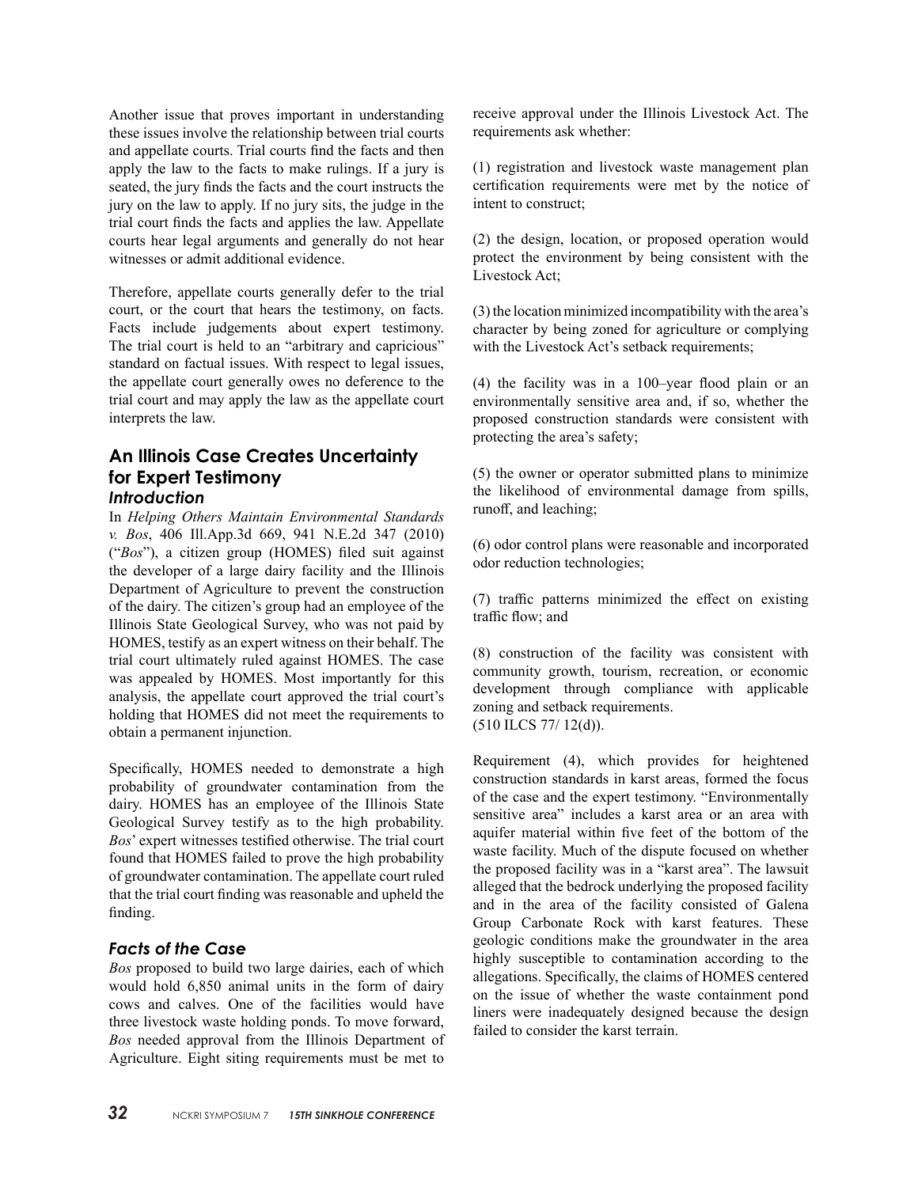Another issue that proves important in understanding these issues involve the relationship between trial courts and appellate courts. Trial courts find the facts and then apply the law to the facts to make rulings. If a jury is seated, the jury finds the facts and the court instructs the jury on the law to apply. If no jury sits, the judge in the trial court finds the facts and applies the law. Appellate courts hear legal arguments and generally do not hear witnesses or admit additional evidence.

Therefore, appellate courts generally defer to the trial court, or the court that hears the testimony, on facts. Facts include judgements about expert testimony. The trial court is held to an "arbitrary and capricious" standard on factual issues. With respect to legal issues, the appellate court generally owes no deference to the trial court and may apply the law as the appellate court interprets the law.

## An Illinois Case Creates Uncertainty for Expert Testimony

### *Introduction*

In *Helping Others Maintain Environmental Standards v. Bos*, 406 Ill.App.3d 669, 941 N.E.2d 347 (2010) ("*Bos*"), a citizen group (HOMES) filed suit against the developer of a large dairy facility and the Illinois Department of Agriculture to prevent the construction of the dairy. The citizen's group had an employee of the Illinois State Geological Survey, who was not paid by HOMES, testify as an expert witness on their behalf. The trial court ultimately ruled against HOMES. The case was appealed by HOMES. Most importantly for this analysis, the appellate court approved the trial court's holding that HOMES did not meet the requirements to obtain a permanent injunction.

Specifically, HOMES needed to demonstrate a high probability of groundwater contamination from the dairy. HOMES has an employee of the Illinois State Geological Survey testify as to the high probability. *Bos*' expert witnesses testified otherwise. The trial court found that HOMES failed to prove the high probability of groundwater contamination. The appellate court ruled that the trial court finding was reasonable and upheld the finding.

### *Facts of the Case*

*Bos* proposed to build two large dairies, each of which would hold 6,850 animal units in the form of dairy cows and calves. One of the facilities would have three livestock waste holding ponds. To move forward, *Bos* needed approval from the Illinois Department of Agriculture. Eight siting requirements must be met to receive approval under the Illinois Livestock Act. The requirements ask whether:

(1) registration and livestock waste management plan certification requirements were met by the notice of intent to construct;

(2) the design, location, or proposed operation would protect the environment by being consistent with the Livestock Act;

(3) the location minimized incompatibility with the area's character by being zoned for agriculture or complying with the Livestock Act's setback requirements;

(4) the facility was in a 100–year flood plain or an environmentally sensitive area and, if so, whether the proposed construction standards were consistent with protecting the area's safety;

(5) the owner or operator submitted plans to minimize the likelihood of environmental damage from spills, runoff, and leaching;

(6) odor control plans were reasonable and incorporated odor reduction technologies;

(7) traffic patterns minimized the effect on existing traffic flow; and

(8) construction of the facility was consistent with community growth, tourism, recreation, or economic development through compliance with applicable zoning and setback requirements.
(510 ILCS 77/ 12(d)).

Requirement (4), which provides for heightened construction standards in karst areas, formed the focus of the case and the expert testimony. "Environmentally sensitive area" includes a karst area or an area with aquifer material within five feet of the bottom of the waste facility. Much of the dispute focused on whether the proposed facility was in a "karst area". The lawsuit alleged that the bedrock underlying the proposed facility and in the area of the facility consisted of Galena Group Carbonate Rock with karst features. These geologic conditions make the groundwater in the area highly susceptible to contamination according to the allegations. Specifically, the claims of HOMES centered on the issue of whether the waste containment pond liners were inadequately designed because the design failed to consider the karst terrain.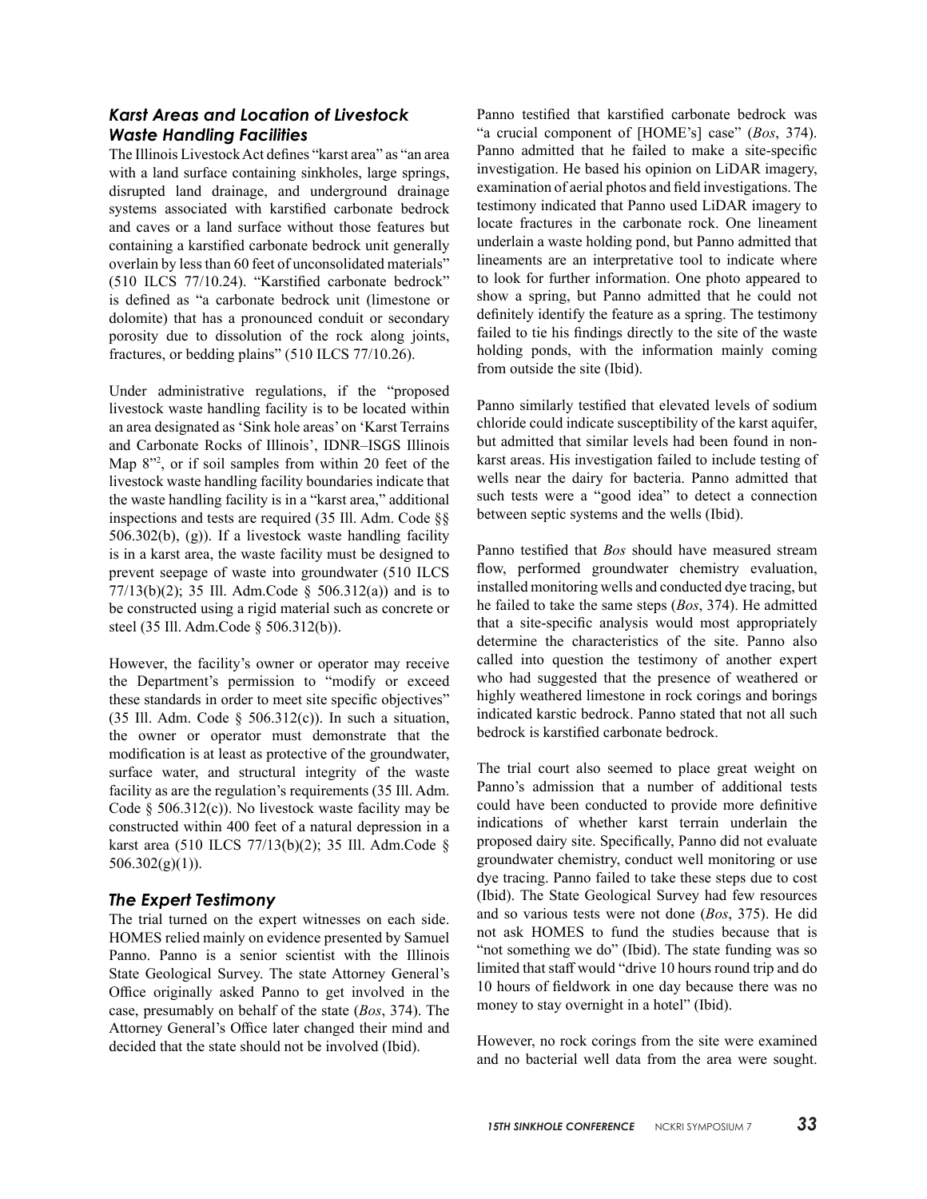### *Karst Areas and Location of Livestock Waste Handling Facilities*

The Illinois Livestock Act defines "karst area" as "an area with a land surface containing sinkholes, large springs, disrupted land drainage, and underground drainage systems associated with karstified carbonate bedrock and caves or a land surface without those features but containing a karstified carbonate bedrock unit generally overlain by less than 60 feet of unconsolidated materials" (510 ILCS 77/10.24). "Karstified carbonate bedrock" is defined as "a carbonate bedrock unit (limestone or dolomite) that has a pronounced conduit or secondary porosity due to dissolution of the rock along joints, fractures, or bedding plains" (510 ILCS 77/10.26).

Under administrative regulations, if the "proposed livestock waste handling facility is to be located within an area designated as 'Sink hole areas' on 'Karst Terrains and Carbonate Rocks of Illinois', IDNR–ISGS Illinois Map 8"[2], or if soil samples from within 20 feet of the livestock waste handling facility boundaries indicate that the waste handling facility is in a "karst area," additional inspections and tests are required (35 Ill. Adm. Code §§ 506.302(b), (g)). If a livestock waste handling facility is in a karst area, the waste facility must be designed to prevent seepage of waste into groundwater (510 ILCS 77/13(b)(2); 35 Ill. Adm.Code § 506.312(a)) and is to be constructed using a rigid material such as concrete or steel (35 Ill. Adm.Code § 506.312(b)).

However, the facility's owner or operator may receive the Department's permission to "modify or exceed these standards in order to meet site specific objectives" (35 Ill. Adm. Code § 506.312(c)). In such a situation, the owner or operator must demonstrate that the modification is at least as protective of the groundwater, surface water, and structural integrity of the waste facility as are the regulation's requirements (35 Ill. Adm. Code § 506.312(c)). No livestock waste facility may be constructed within 400 feet of a natural depression in a karst area (510 ILCS 77/13(b)(2); 35 Ill. Adm.Code § 506.302(g)(1)).

### *The Expert Testimony*

The trial turned on the expert witnesses on each side. HOMES relied mainly on evidence presented by Samuel Panno. Panno is a senior scientist with the Illinois State Geological Survey. The state Attorney General's Office originally asked Panno to get involved in the case, presumably on behalf of the state (*Bos*, 374). The Attorney General's Office later changed their mind and decided that the state should not be involved (Ibid).

Panno testified that karstified carbonate bedrock was "a crucial component of [HOME's] case" (*Bos*, 374). Panno admitted that he failed to make a site-specific investigation. He based his opinion on LiDAR imagery, examination of aerial photos and field investigations. The testimony indicated that Panno used LiDAR imagery to locate fractures in the carbonate rock. One lineament underlain a waste holding pond, but Panno admitted that lineaments are an interpretative tool to indicate where to look for further information. One photo appeared to show a spring, but Panno admitted that he could not definitely identify the feature as a spring. The testimony failed to tie his findings directly to the site of the waste holding ponds, with the information mainly coming from outside the site (Ibid).

Panno similarly testified that elevated levels of sodium chloride could indicate susceptibility of the karst aquifer, but admitted that similar levels had been found in non-karst areas. His investigation failed to include testing of wells near the dairy for bacteria. Panno admitted that such tests were a "good idea" to detect a connection between septic systems and the wells (Ibid).

Panno testified that *Bos* should have measured stream flow, performed groundwater chemistry evaluation, installed monitoring wells and conducted dye tracing, but he failed to take the same steps (*Bos*, 374). He admitted that a site-specific analysis would most appropriately determine the characteristics of the site. Panno also called into question the testimony of another expert who had suggested that the presence of weathered or highly weathered limestone in rock corings and borings indicated karstic bedrock. Panno stated that not all such bedrock is karstified carbonate bedrock.

The trial court also seemed to place great weight on Panno's admission that a number of additional tests could have been conducted to provide more definitive indications of whether karst terrain underlain the proposed dairy site. Specifically, Panno did not evaluate groundwater chemistry, conduct well monitoring or use dye tracing. Panno failed to take these steps due to cost (Ibid). The State Geological Survey had few resources and so various tests were not done (*Bos*, 375). He did not ask HOMES to fund the studies because that is "not something we do" (Ibid). The state funding was so limited that staff would "drive 10 hours round trip and do 10 hours of fieldwork in one day because there was no money to stay overnight in a hotel" (Ibid).

However, no rock corings from the site were examined and no bacterial well data from the area were sought.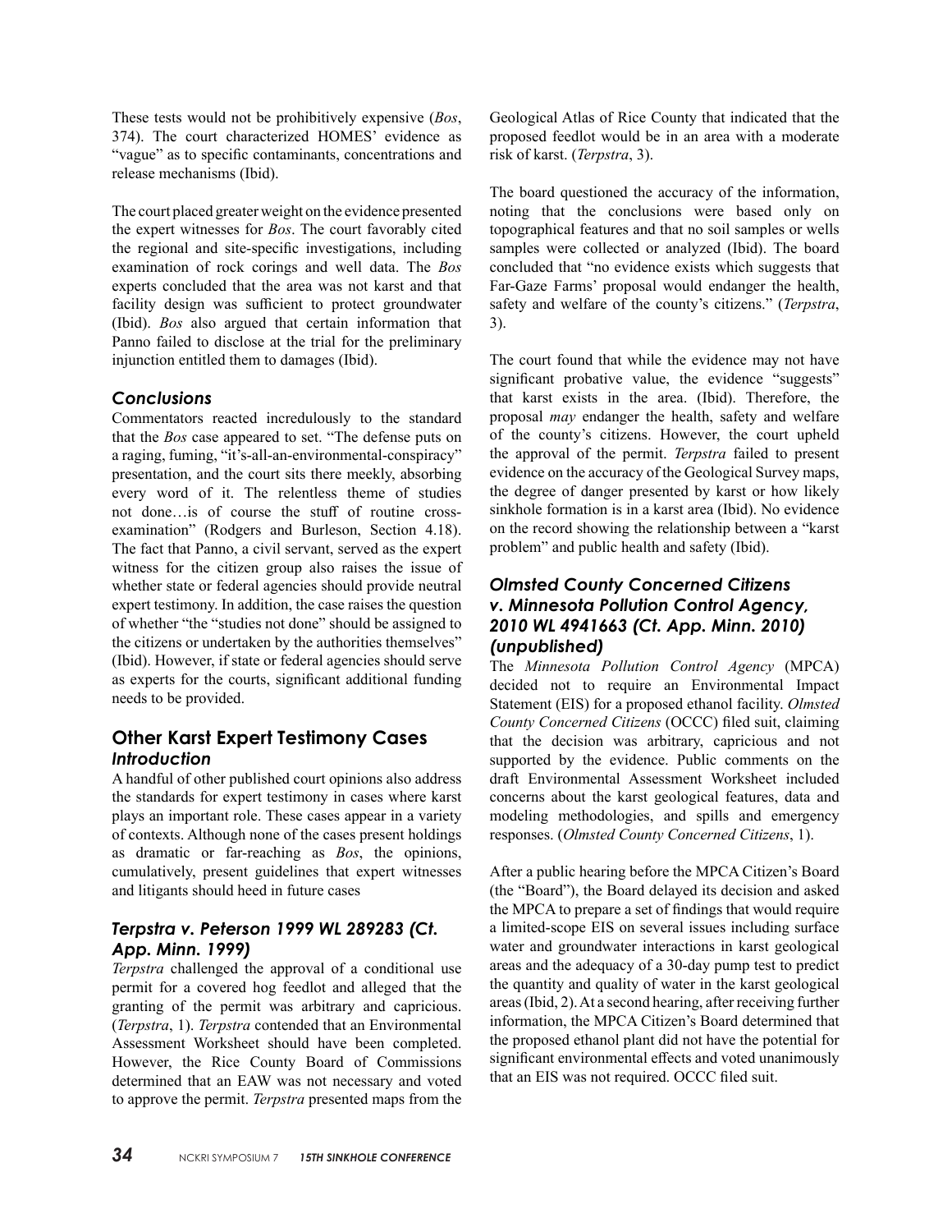These tests would not be prohibitively expensive (*Bos*, 374). The court characterized HOMES' evidence as "vague" as to specific contaminants, concentrations and release mechanisms (Ibid).

The court placed greater weight on the evidence presented the expert witnesses for *Bos*. The court favorably cited the regional and site-specific investigations, including examination of rock corings and well data. The *Bos* experts concluded that the area was not karst and that facility design was sufficient to protect groundwater (Ibid). *Bos* also argued that certain information that Panno failed to disclose at the trial for the preliminary injunction entitled them to damages (Ibid).

### *Conclusions*

Commentators reacted incredulously to the standard that the *Bos* case appeared to set. "The defense puts on a raging, fuming, "it's-all-an-environmental-conspiracy" presentation, and the court sits there meekly, absorbing every word of it. The relentless theme of studies not done…is of course the stuff of routine cross-examination" (Rodgers and Burleson, Section 4.18). The fact that Panno, a civil servant, served as the expert witness for the citizen group also raises the issue of whether state or federal agencies should provide neutral expert testimony. In addition, the case raises the question of whether "the "studies not done" should be assigned to the citizens or undertaken by the authorities themselves" (Ibid). However, if state or federal agencies should serve as experts for the courts, significant additional funding needs to be provided.

## Other Karst Expert Testimony Cases

### *Introduction*

A handful of other published court opinions also address the standards for expert testimony in cases where karst plays an important role. These cases appear in a variety of contexts. Although none of the cases present holdings as dramatic or far-reaching as *Bos*, the opinions, cumulatively, present guidelines that expert witnesses and litigants should heed in future cases

### *Terpstra v. Peterson 1999 WL 289283 (Ct. App. Minn. 1999)*

*Terpstra* challenged the approval of a conditional use permit for a covered hog feedlot and alleged that the granting of the permit was arbitrary and capricious. (*Terpstra*, 1). *Terpstra* contended that an Environmental Assessment Worksheet should have been completed. However, the Rice County Board of Commissions determined that an EAW was not necessary and voted to approve the permit. *Terpstra* presented maps from the Geological Atlas of Rice County that indicated that the proposed feedlot would be in an area with a moderate risk of karst. (*Terpstra*, 3).

The board questioned the accuracy of the information, noting that the conclusions were based only on topographical features and that no soil samples or wells samples were collected or analyzed (Ibid). The board concluded that "no evidence exists which suggests that Far-Gaze Farms' proposal would endanger the health, safety and welfare of the county's citizens." (*Terpstra*, 3).

The court found that while the evidence may not have significant probative value, the evidence "suggests" that karst exists in the area. (Ibid). Therefore, the proposal *may* endanger the health, safety and welfare of the county's citizens. However, the court upheld the approval of the permit. *Terpstra* failed to present evidence on the accuracy of the Geological Survey maps, the degree of danger presented by karst or how likely sinkhole formation is in a karst area (Ibid). No evidence on the record showing the relationship between a "karst problem" and public health and safety (Ibid).

### *Olmsted County Concerned Citizens v. Minnesota Pollution Control Agency, 2010 WL 4941663 (Ct. App. Minn. 2010) (unpublished)*

The *Minnesota Pollution Control Agency* (MPCA) decided not to require an Environmental Impact Statement (EIS) for a proposed ethanol facility. *Olmsted County Concerned Citizens* (OCCC) filed suit, claiming that the decision was arbitrary, capricious and not supported by the evidence. Public comments on the draft Environmental Assessment Worksheet included concerns about the karst geological features, data and modeling methodologies, and spills and emergency responses. (*Olmsted County Concerned Citizens*, 1).

After a public hearing before the MPCA Citizen's Board (the "Board"), the Board delayed its decision and asked the MPCA to prepare a set of findings that would require a limited-scope EIS on several issues including surface water and groundwater interactions in karst geological areas and the adequacy of a 30-day pump test to predict the quantity and quality of water in the karst geological areas (Ibid, 2). At a second hearing, after receiving further information, the MPCA Citizen's Board determined that the proposed ethanol plant did not have the potential for significant environmental effects and voted unanimously that an EIS was not required. OCCC filed suit.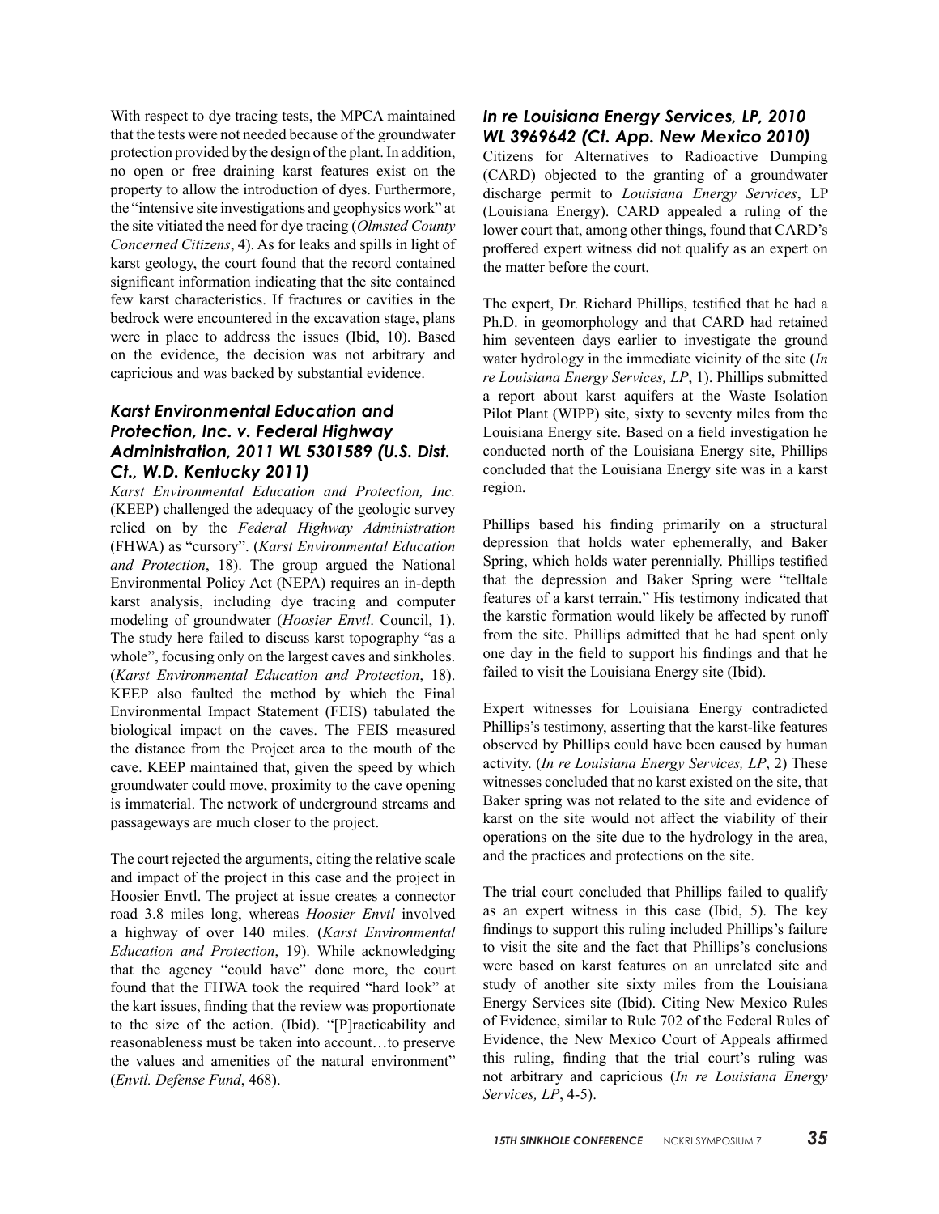With respect to dye tracing tests, the MPCA maintained that the tests were not needed because of the groundwater protection provided by the design of the plant. In addition, no open or free draining karst features exist on the property to allow the introduction of dyes. Furthermore, the "intensive site investigations and geophysics work" at the site vitiated the need for dye tracing (*Olmsted County Concerned Citizens*, 4). As for leaks and spills in light of karst geology, the court found that the record contained significant information indicating that the site contained few karst characteristics. If fractures or cavities in the bedrock were encountered in the excavation stage, plans were in place to address the issues (Ibid, 10). Based on the evidence, the decision was not arbitrary and capricious and was backed by substantial evidence.

### *Karst Environmental Education and Protection, Inc. v. Federal Highway Administration, 2011 WL 5301589 (U.S. Dist. Ct., W.D. Kentucky 2011)*

*Karst Environmental Education and Protection, Inc.* (KEEP) challenged the adequacy of the geologic survey relied on by the *Federal Highway Administration* (FHWA) as "cursory". (*Karst Environmental Education and Protection*, 18). The group argued the National Environmental Policy Act (NEPA) requires an in-depth karst analysis, including dye tracing and computer modeling of groundwater (*Hoosier Envtl*. Council, 1). The study here failed to discuss karst topography "as a whole", focusing only on the largest caves and sinkholes. (*Karst Environmental Education and Protection*, 18). KEEP also faulted the method by which the Final Environmental Impact Statement (FEIS) tabulated the biological impact on the caves. The FEIS measured the distance from the Project area to the mouth of the cave. KEEP maintained that, given the speed by which groundwater could move, proximity to the cave opening is immaterial. The network of underground streams and passageways are much closer to the project.

The court rejected the arguments, citing the relative scale and impact of the project in this case and the project in Hoosier Envtl. The project at issue creates a connector road 3.8 miles long, whereas *Hoosier Envtl* involved a highway of over 140 miles. (*Karst Environmental Education and Protection*, 19). While acknowledging that the agency "could have" done more, the court found that the FHWA took the required "hard look" at the kart issues, finding that the review was proportionate to the size of the action. (Ibid). "[P]racticability and reasonableness must be taken into account…to preserve the values and amenities of the natural environment" (*Envtl. Defense Fund*, 468).

### *In re Louisiana Energy Services, LP, 2010 WL 3969642 (Ct. App. New Mexico 2010)*

Citizens for Alternatives to Radioactive Dumping (CARD) objected to the granting of a groundwater discharge permit to *Louisiana Energy Services*, LP (Louisiana Energy). CARD appealed a ruling of the lower court that, among other things, found that CARD's proffered expert witness did not qualify as an expert on the matter before the court.

The expert, Dr. Richard Phillips, testified that he had a Ph.D. in geomorphology and that CARD had retained him seventeen days earlier to investigate the ground water hydrology in the immediate vicinity of the site (*In re Louisiana Energy Services, LP*, 1). Phillips submitted a report about karst aquifers at the Waste Isolation Pilot Plant (WIPP) site, sixty to seventy miles from the Louisiana Energy site. Based on a field investigation he conducted north of the Louisiana Energy site, Phillips concluded that the Louisiana Energy site was in a karst region.

Phillips based his finding primarily on a structural depression that holds water ephemerally, and Baker Spring, which holds water perennially. Phillips testified that the depression and Baker Spring were "telltale features of a karst terrain." His testimony indicated that the karstic formation would likely be affected by runoff from the site. Phillips admitted that he had spent only one day in the field to support his findings and that he failed to visit the Louisiana Energy site (Ibid).

Expert witnesses for Louisiana Energy contradicted Phillips's testimony, asserting that the karst-like features observed by Phillips could have been caused by human activity. (*In re Louisiana Energy Services, LP*, 2) These witnesses concluded that no karst existed on the site, that Baker spring was not related to the site and evidence of karst on the site would not affect the viability of their operations on the site due to the hydrology in the area, and the practices and protections on the site.

The trial court concluded that Phillips failed to qualify as an expert witness in this case (Ibid, 5). The key findings to support this ruling included Phillips's failure to visit the site and the fact that Phillips's conclusions were based on karst features on an unrelated site and study of another site sixty miles from the Louisiana Energy Services site (Ibid). Citing New Mexico Rules of Evidence, similar to Rule 702 of the Federal Rules of Evidence, the New Mexico Court of Appeals affirmed this ruling, finding that the trial court's ruling was not arbitrary and capricious (*In re Louisiana Energy Services, LP*, 4-5).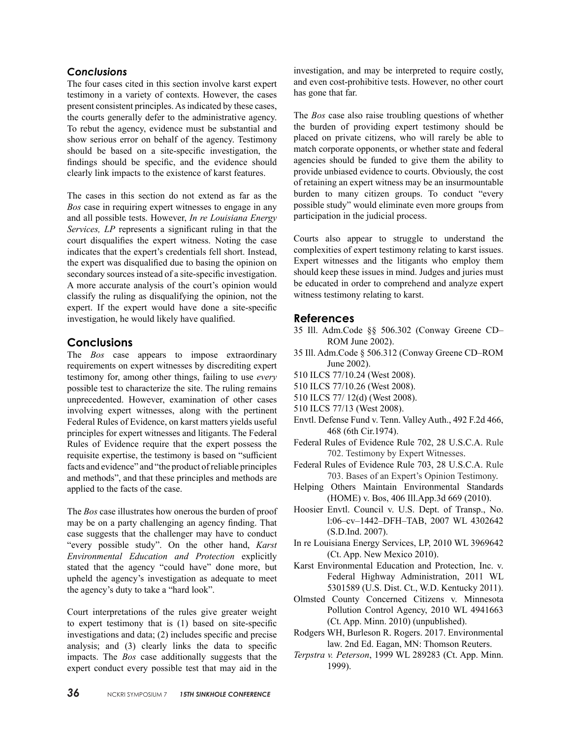### *Conclusions*

The four cases cited in this section involve karst expert testimony in a variety of contexts. However, the cases present consistent principles. As indicated by these cases, the courts generally defer to the administrative agency. To rebut the agency, evidence must be substantial and show serious error on behalf of the agency. Testimony should be based on a site-specific investigation, the findings should be specific, and the evidence should clearly link impacts to the existence of karst features.

The cases in this section do not extend as far as the *Bos* case in requiring expert witnesses to engage in any and all possible tests. However, *In re Louisiana Energy Services, LP* represents a significant ruling in that the court disqualifies the expert witness. Noting the case indicates that the expert's credentials fell short. Instead, the expert was disqualified due to basing the opinion on secondary sources instead of a site-specific investigation. A more accurate analysis of the court's opinion would classify the ruling as disqualifying the opinion, not the expert. If the expert would have done a site-specific investigation, he would likely have qualified.

## Conclusions

The *Bos* case appears to impose extraordinary requirements on expert witnesses by discrediting expert testimony for, among other things, failing to use *every* possible test to characterize the site. The ruling remains unprecedented. However, examination of other cases involving expert witnesses, along with the pertinent Federal Rules of Evidence, on karst matters yields useful principles for expert witnesses and litigants. The Federal Rules of Evidence require that the expert possess the requisite expertise, the testimony is based on "sufficient facts and evidence" and "the product of reliable principles and methods", and that these principles and methods are applied to the facts of the case.

The *Bos* case illustrates how onerous the burden of proof may be on a party challenging an agency finding. That case suggests that the challenger may have to conduct "every possible study". On the other hand, *Karst Environmental Education and Protection* explicitly stated that the agency "could have" done more, but upheld the agency's investigation as adequate to meet the agency's duty to take a "hard look".

Court interpretations of the rules give greater weight to expert testimony that is (1) based on site-specific investigations and data; (2) includes specific and precise analysis; and (3) clearly links the data to specific impacts. The *Bos* case additionally suggests that the expert conduct every possible test that may aid in the investigation, and may be interpreted to require costly, and even cost-prohibitive tests. However, no other court has gone that far.

The *Bos* case also raise troubling questions of whether the burden of providing expert testimony should be placed on private citizens, who will rarely be able to match corporate opponents, or whether state and federal agencies should be funded to give them the ability to provide unbiased evidence to courts. Obviously, the cost of retaining an expert witness may be an insurmountable burden to many citizen groups. To conduct "every possible study" would eliminate even more groups from participation in the judicial process.

Courts also appear to struggle to understand the complexities of expert testimony relating to karst issues. Expert witnesses and the litigants who employ them should keep these issues in mind. Judges and juries must be educated in order to comprehend and analyze expert witness testimony relating to karst.

## References

35 Ill. Adm.Code §§ 506.302 (Conway Greene CD–ROM June 2002).

35 Ill. Adm.Code § 506.312 (Conway Greene CD–ROM June 2002).

510 ILCS 77/10.24 (West 2008).

510 ILCS 77/10.26 (West 2008).

510 ILCS 77/ 12(d) (West 2008).

510 ILCS 77/13 (West 2008).

Envtl. Defense Fund v. Tenn. Valley Auth., 492 F.2d 466, 468 (6th Cir.1974).

Federal Rules of Evidence Rule 702, 28 U.S.C.A. Rule 702. Testimony by Expert Witnesses.

Federal Rules of Evidence Rule 703, 28 U.S.C.A. Rule 703. Bases of an Expert's Opinion Testimony.

Helping Others Maintain Environmental Standards (HOME) v. Bos, 406 Ill.App.3d 669 (2010).

Hoosier Envtl. Council v. U.S. Dept. of Transp., No. l:06–cv–1442–DFH–TAB, 2007 WL 4302642 (S.D.Ind. 2007).

In re Louisiana Energy Services, LP, 2010 WL 3969642 (Ct. App. New Mexico 2010).

Karst Environmental Education and Protection, Inc. v. Federal Highway Administration, 2011 WL 5301589 (U.S. Dist. Ct., W.D. Kentucky 2011).

Olmsted County Concerned Citizens v. Minnesota Pollution Control Agency, 2010 WL 4941663 (Ct. App. Minn. 2010) (unpublished).

Rodgers WH, Burleson R. Rogers. 2017. Environmental law. 2nd Ed. Eagan, MN: Thomson Reuters.

*Terpstra v. Peterson*, 1999 WL 289283 (Ct. App. Minn. 1999).